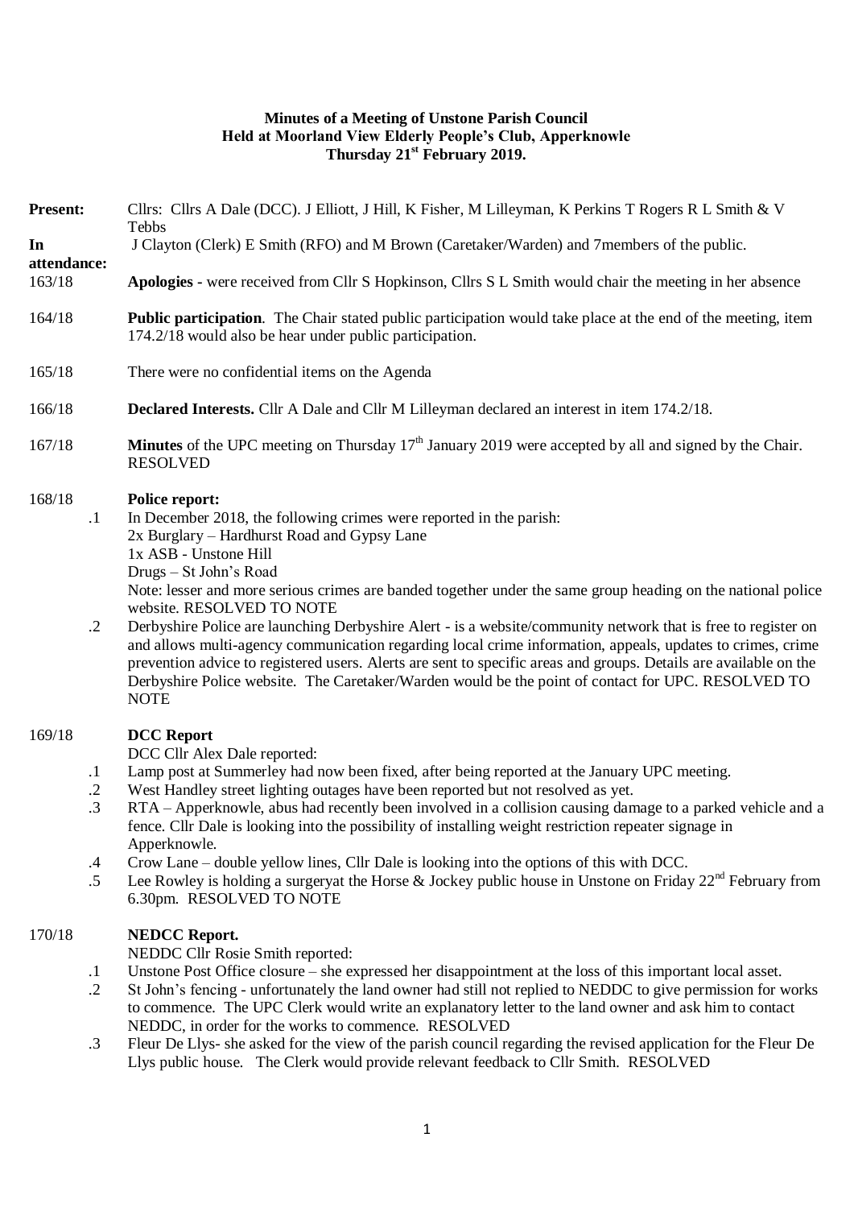**Minutes of a Meeting of Unstone Parish Council**
**Held at Moorland View Elderly People's Club, Apperknowle**
**Thursday 21st February 2019.**

**Present:** Cllrs: Cllrs A Dale (DCC). J Elliott, J Hill, K Fisher, M Lilleyman, K Perkins T Rogers R L Smith & V Tebbs

**In attendance:** J Clayton (Clerk) E Smith (RFO) and M Brown (Caretaker/Warden) and 7members of the public.

163/18 **Apologies** - were received from Cllr S Hopkinson, Cllrs S L Smith would chair the meeting in her absence

164/18 **Public participation**. The Chair stated public participation would take place at the end of the meeting, item 174.2/18 would also be hear under public participation.

165/18 There were no confidential items on the Agenda

166/18 **Declared Interests.** Cllr A Dale and Cllr M Lilleyman declared an interest in item 174.2/18.

167/18 **Minutes** of the UPC meeting on Thursday 17th January 2019 were accepted by all and signed by the Chair. RESOLVED

168/18 **Police report:**

.1 In December 2018, the following crimes were reported in the parish:
2x Burglary – Hardhurst Road and Gypsy Lane
1x ASB - Unstone Hill
Drugs – St John's Road
Note: lesser and more serious crimes are banded together under the same group heading on the national police website. RESOLVED TO NOTE

.2 Derbyshire Police are launching Derbyshire Alert - is a website/community network that is free to register on and allows multi-agency communication regarding local crime information, appeals, updates to crimes, crime prevention advice to registered users. Alerts are sent to specific areas and groups. Details are available on the Derbyshire Police website. The Caretaker/Warden would be the point of contact for UPC. RESOLVED TO NOTE

169/18 **DCC Report**

DCC Cllr Alex Dale reported:

.1 Lamp post at Summerley had now been fixed, after being reported at the January UPC meeting.

.2 West Handley street lighting outages have been reported but not resolved as yet.

.3 RTA – Apperknowle, abus had recently been involved in a collision causing damage to a parked vehicle and a fence. Cllr Dale is looking into the possibility of installing weight restriction repeater signage in Apperknowle.

.4 Crow Lane – double yellow lines, Cllr Dale is looking into the options of this with DCC.

.5 Lee Rowley is holding a surgeryat the Horse & Jockey public house in Unstone on Friday 22nd February from 6.30pm. RESOLVED TO NOTE

170/18 **NEDCC Report.**

NEDDC Cllr Rosie Smith reported:

.1 Unstone Post Office closure – she expressed her disappointment at the loss of this important local asset.

.2 St John's fencing - unfortunately the land owner had still not replied to NEDDC to give permission for works to commence. The UPC Clerk would write an explanatory letter to the land owner and ask him to contact NEDDC, in order for the works to commence. RESOLVED

.3 Fleur De Llys- she asked for the view of the parish council regarding the revised application for the Fleur De Llys public house. The Clerk would provide relevant feedback to Cllr Smith. RESOLVED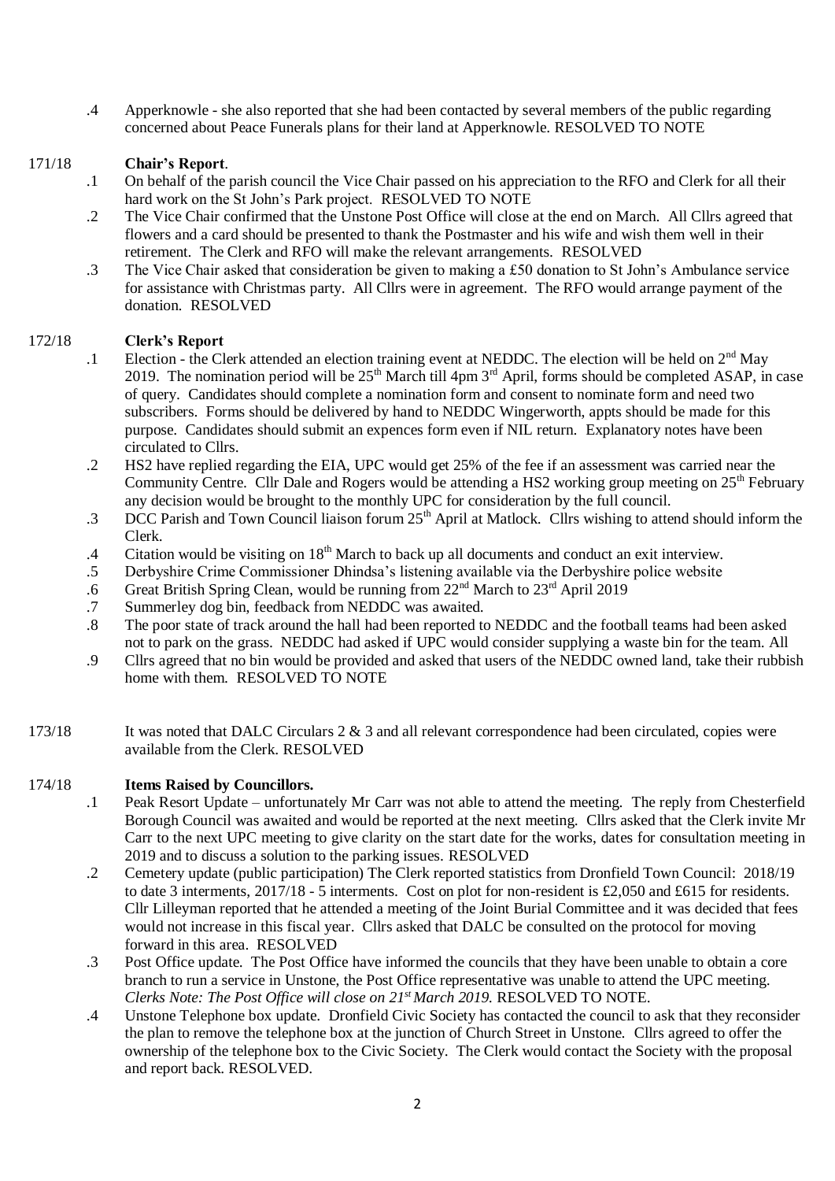.4 Apperknowle - she also reported that she had been contacted by several members of the public regarding concerned about Peace Funerals plans for their land at Apperknowle. RESOLVED TO NOTE

171/18 **Chair's Report**.

.1 On behalf of the parish council the Vice Chair passed on his appreciation to the RFO and Clerk for all their hard work on the St John's Park project. RESOLVED TO NOTE

.2 The Vice Chair confirmed that the Unstone Post Office will close at the end on March. All Cllrs agreed that flowers and a card should be presented to thank the Postmaster and his wife and wish them well in their retirement. The Clerk and RFO will make the relevant arrangements. RESOLVED

.3 The Vice Chair asked that consideration be given to making a £50 donation to St John's Ambulance service for assistance with Christmas party. All Cllrs were in agreement. The RFO would arrange payment of the donation. RESOLVED

172/18 **Clerk's Report**

.1 Election - the Clerk attended an election training event at NEDDC. The election will be held on 2nd May 2019. The nomination period will be 25th March till 4pm 3rd April, forms should be completed ASAP, in case of query. Candidates should complete a nomination form and consent to nominate form and need two subscribers. Forms should be delivered by hand to NEDDC Wingerworth, appts should be made for this purpose. Candidates should submit an expences form even if NIL return. Explanatory notes have been circulated to Cllrs.

.2 HS2 have replied regarding the EIA, UPC would get 25% of the fee if an assessment was carried near the Community Centre. Cllr Dale and Rogers would be attending a HS2 working group meeting on 25th February any decision would be brought to the monthly UPC for consideration by the full council.

.3 DCC Parish and Town Council liaison forum 25th April at Matlock. Cllrs wishing to attend should inform the Clerk.

.4 Citation would be visiting on 18th March to back up all documents and conduct an exit interview.

.5 Derbyshire Crime Commissioner Dhindsa's listening available via the Derbyshire police website

.6 Great British Spring Clean, would be running from 22nd March to 23rd April 2019

.7 Summerley dog bin, feedback from NEDDC was awaited.

.8 The poor state of track around the hall had been reported to NEDDC and the football teams had been asked not to park on the grass. NEDDC had asked if UPC would consider supplying a waste bin for the team. All

.9 Cllrs agreed that no bin would be provided and asked that users of the NEDDC owned land, take their rubbish home with them. RESOLVED TO NOTE

173/18 It was noted that DALC Circulars 2 & 3 and all relevant correspondence had been circulated, copies were available from the Clerk. RESOLVED

174/18 **Items Raised by Councillors.**

.1 Peak Resort Update – unfortunately Mr Carr was not able to attend the meeting. The reply from Chesterfield Borough Council was awaited and would be reported at the next meeting. Cllrs asked that the Clerk invite Mr Carr to the next UPC meeting to give clarity on the start date for the works, dates for consultation meeting in 2019 and to discuss a solution to the parking issues. RESOLVED

.2 Cemetery update (public participation) The Clerk reported statistics from Dronfield Town Council: 2018/19 to date 3 interments, 2017/18 - 5 interments. Cost on plot for non-resident is £2,050 and £615 for residents. Cllr Lilleyman reported that he attended a meeting of the Joint Burial Committee and it was decided that fees would not increase in this fiscal year. Cllrs asked that DALC be consulted on the protocol for moving forward in this area. RESOLVED

.3 Post Office update. The Post Office have informed the councils that they have been unable to obtain a core branch to run a service in Unstone, the Post Office representative was unable to attend the UPC meeting. *Clerks Note: The Post Office will close on 21st March 2019.* RESOLVED TO NOTE.

.4 Unstone Telephone box update. Dronfield Civic Society has contacted the council to ask that they reconsider the plan to remove the telephone box at the junction of Church Street in Unstone. Cllrs agreed to offer the ownership of the telephone box to the Civic Society. The Clerk would contact the Society with the proposal and report back. RESOLVED.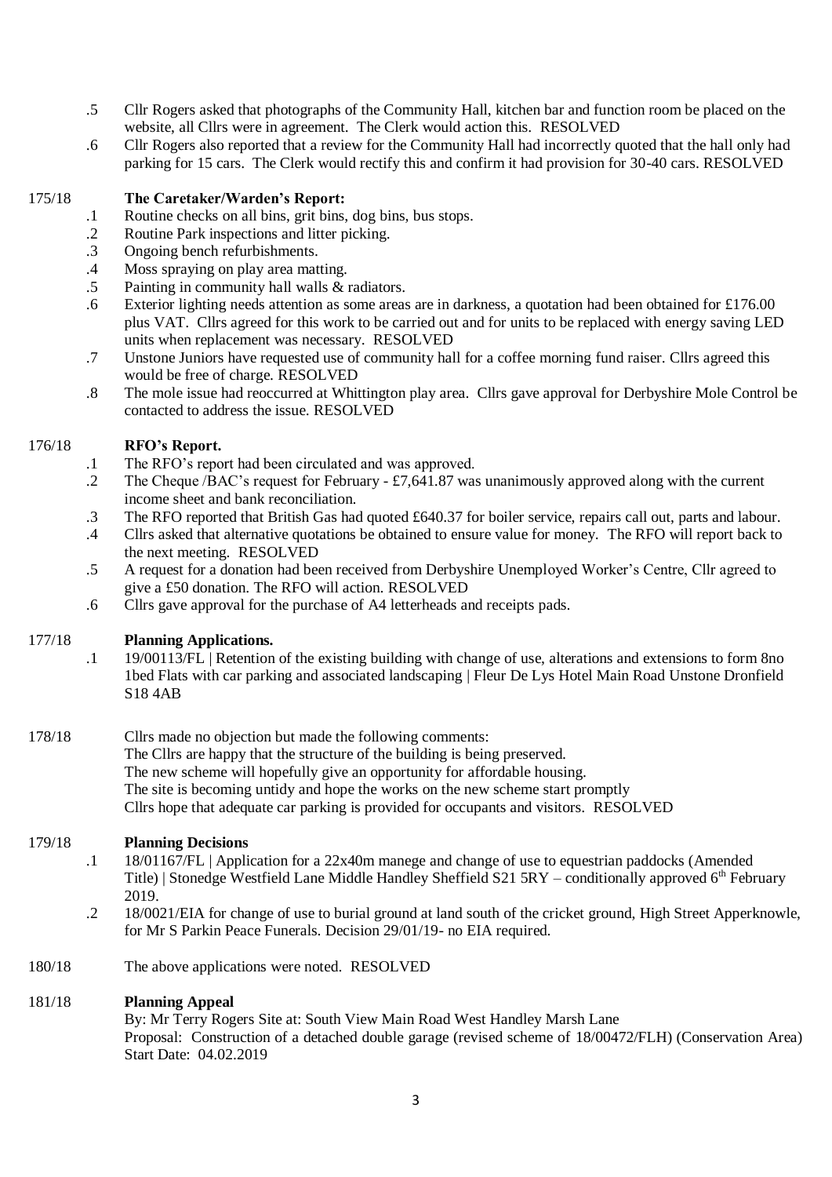.5 Cllr Rogers asked that photographs of the Community Hall, kitchen bar and function room be placed on the website, all Cllrs were in agreement. The Clerk would action this. RESOLVED

.6 Cllr Rogers also reported that a review for the Community Hall had incorrectly quoted that the hall only had parking for 15 cars. The Clerk would rectify this and confirm it had provision for 30-40 cars. RESOLVED

175/18 **The Caretaker/Warden's Report:**

.1 Routine checks on all bins, grit bins, dog bins, bus stops.

.2 Routine Park inspections and litter picking.

.3 Ongoing bench refurbishments.

.4 Moss spraying on play area matting.

.5 Painting in community hall walls & radiators.

.6 Exterior lighting needs attention as some areas are in darkness, a quotation had been obtained for £176.00 plus VAT. Cllrs agreed for this work to be carried out and for units to be replaced with energy saving LED units when replacement was necessary. RESOLVED

.7 Unstone Juniors have requested use of community hall for a coffee morning fund raiser. Cllrs agreed this would be free of charge. RESOLVED

.8 The mole issue had reoccurred at Whittington play area. Cllrs gave approval for Derbyshire Mole Control be contacted to address the issue. RESOLVED

176/18 **RFO's Report.**

.1 The RFO's report had been circulated and was approved.

.2 The Cheque /BAC's request for February - £7,641.87 was unanimously approved along with the current income sheet and bank reconciliation.

.3 The RFO reported that British Gas had quoted £640.37 for boiler service, repairs call out, parts and labour.

.4 Cllrs asked that alternative quotations be obtained to ensure value for money. The RFO will report back to the next meeting. RESOLVED

.5 A request for a donation had been received from Derbyshire Unemployed Worker's Centre, Cllr agreed to give a £50 donation. The RFO will action. RESOLVED

.6 Cllrs gave approval for the purchase of A4 letterheads and receipts pads.

177/18 **Planning Applications.**

.1 19/00113/FL | Retention of the existing building with change of use, alterations and extensions to form 8no 1bed Flats with car parking and associated landscaping | Fleur De Lys Hotel Main Road Unstone Dronfield S18 4AB

178/18 Cllrs made no objection but made the following comments:
The Cllrs are happy that the structure of the building is being preserved.
The new scheme will hopefully give an opportunity for affordable housing.
The site is becoming untidy and hope the works on the new scheme start promptly
Cllrs hope that adequate car parking is provided for occupants and visitors. RESOLVED

179/18 **Planning Decisions**

.1 18/01167/FL | Application for a 22x40m manege and change of use to equestrian paddocks (Amended Title) | Stonedge Westfield Lane Middle Handley Sheffield S21 5RY – conditionally approved 6th February 2019.

.2 18/0021/EIA for change of use to burial ground at land south of the cricket ground, High Street Apperknowle, for Mr S Parkin Peace Funerals. Decision 29/01/19- no EIA required.

180/18 The above applications were noted. RESOLVED

181/18 **Planning Appeal**
By: Mr Terry Rogers Site at: South View Main Road West Handley Marsh Lane
Proposal: Construction of a detached double garage (revised scheme of 18/00472/FLH) (Conservation Area)
Start Date: 04.02.2019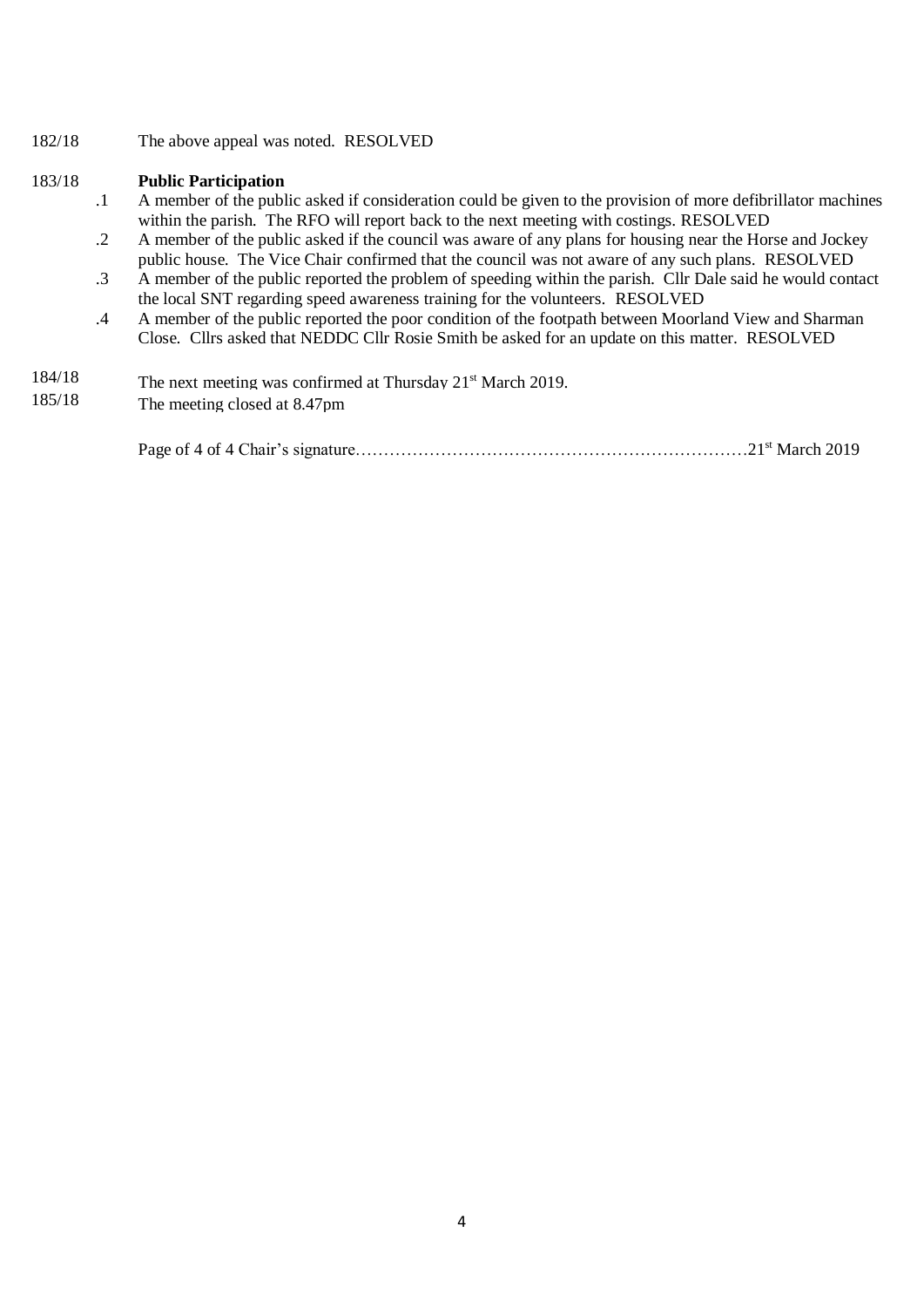182/18 The above appeal was noted. RESOLVED

183/18 **Public Participation**

.1 A member of the public asked if consideration could be given to the provision of more defibrillator machines within the parish. The RFO will report back to the next meeting with costings. RESOLVED

.2 A member of the public asked if the council was aware of any plans for housing near the Horse and Jockey public house. The Vice Chair confirmed that the council was not aware of any such plans. RESOLVED

.3 A member of the public reported the problem of speeding within the parish. Cllr Dale said he would contact the local SNT regarding speed awareness training for the volunteers. RESOLVED

.4 A member of the public reported the poor condition of the footpath between Moorland View and Sharman Close. Cllrs asked that NEDDC Cllr Rosie Smith be asked for an update on this matter. RESOLVED

184/18 The next meeting was confirmed at Thursday 21st March 2019.

185/18 The meeting closed at 8.47pm

Page of 4 of 4 Chair's signature……………………………………………………………21st March 2019